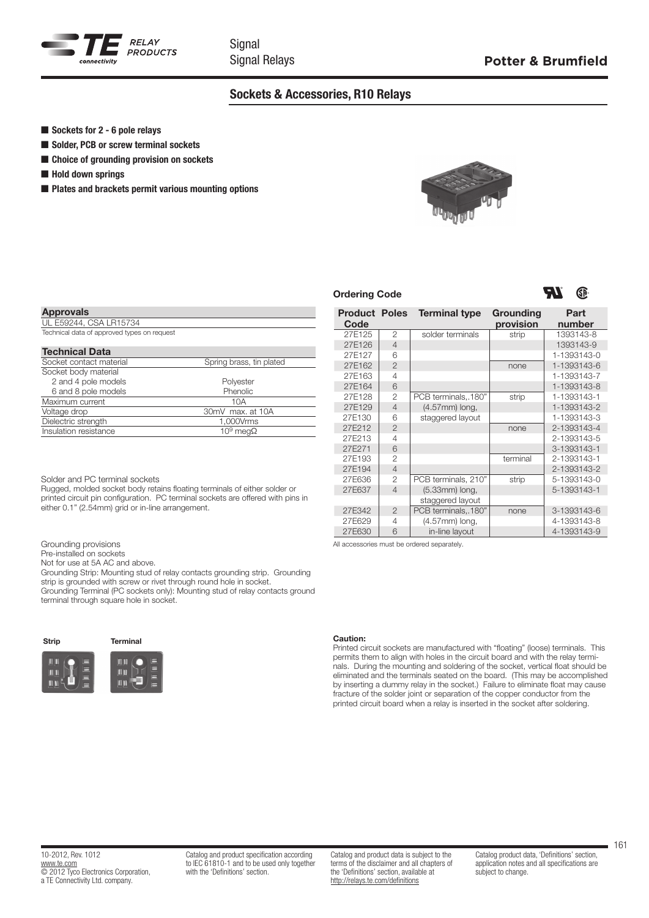## Sockets & Accessories, R10 Relays

- Sockets for 2 - 6 pole relays
- Solder, PCB or screw terminal sockets
- Choice of grounding provision on sockets
- Hold down springs
- Plates and brackets permit various mounting options

### Approvals

UL E59244, CSA LR15734

Technical data of approved types on request

### Technical Data

| | |
|---|---|
| Socket contact material | Spring brass, tin plated |
| Socket body material | |
| 2 and 4 pole models | Polyester |
| 6 and 8 pole models | Phenolic |
| Maximum current | 10A |
| Voltage drop | 30mV max. at 10A |
| Dielectric strength | 1,000Vrms |
| Insulation resistance | $10^9$ megΩ |

Solder and PC terminal sockets

Rugged, molded socket body retains floating terminals of either solder or printed circuit pin configuration. PC terminal sockets are offered with pins in either 0.1" (2.54mm) grid or in-line arrangement.

Grounding provisions

Pre-installed on sockets

Not for use at 5A AC and above.

Grounding Strip: Mounting stud of relay contacts grounding strip. Grounding strip is grounded with screw or rivet through round hole in socket.

Grounding Terminal (PC sockets only): Mounting stud of relay contacts ground terminal through square hole in socket.

Strip Terminal

### Ordering Code

| Product Code | Poles | Terminal type | Grounding provision | Part number |
|---|---|---|---|---|
| 27E125 | 2 | solder terminals | strip | 1393143-8 |
| 27E126 | 4 | | | 1393143-9 |
| 27E127 | 6 | | | 1-1393143-0 |
| 27E162 | 2 | | none | 1-1393143-6 |
| 27E163 | 4 | | | 1-1393143-7 |
| 27E164 | 6 | | | 1-1393143-8 |
| 27E128 | 2 | PCB terminals,.180" | strip | 1-1393143-1 |
| 27E129 | 4 | (4.57mm) long, | | 1-1393143-2 |
| 27E130 | 6 | staggered layout | | 1-1393143-3 |
| 27E212 | 2 | | none | 2-1393143-4 |
| 27E213 | 4 | | | 2-1393143-5 |
| 27E271 | 6 | | | 3-1393143-1 |
| 27E193 | 2 | | terminal | 2-1393143-1 |
| 27E194 | 4 | | | 2-1393143-2 |
| 27E636 | 2 | PCB terminals, 210" | strip | 5-1393143-0 |
| 27E637 | 4 | (5.33mm) long, | | 5-1393143-1 |
| | | staggered layout | | |
| 27E342 | 2 | PCB terminals,.180" | none | 3-1393143-6 |
| 27E629 | 4 | (4.57mm) long, | | 4-1393143-8 |
| 27E630 | 6 | in-line layout | | 4-1393143-9 |

All accessories must be ordered separately.

**Caution:**
Printed circuit sockets are manufactured with "floating" (loose) terminals. This permits them to align with holes in the circuit board and with the relay terminals. During the mounting and soldering of the socket, vertical float should be eliminated and the terminals seated on the board. (This may be accomplished by inserting a dummy relay in the socket.) Failure to eliminate float may cause fracture of the solder joint or separation of the copper conductor from the printed circuit board when a relay is inserted in the socket after soldering.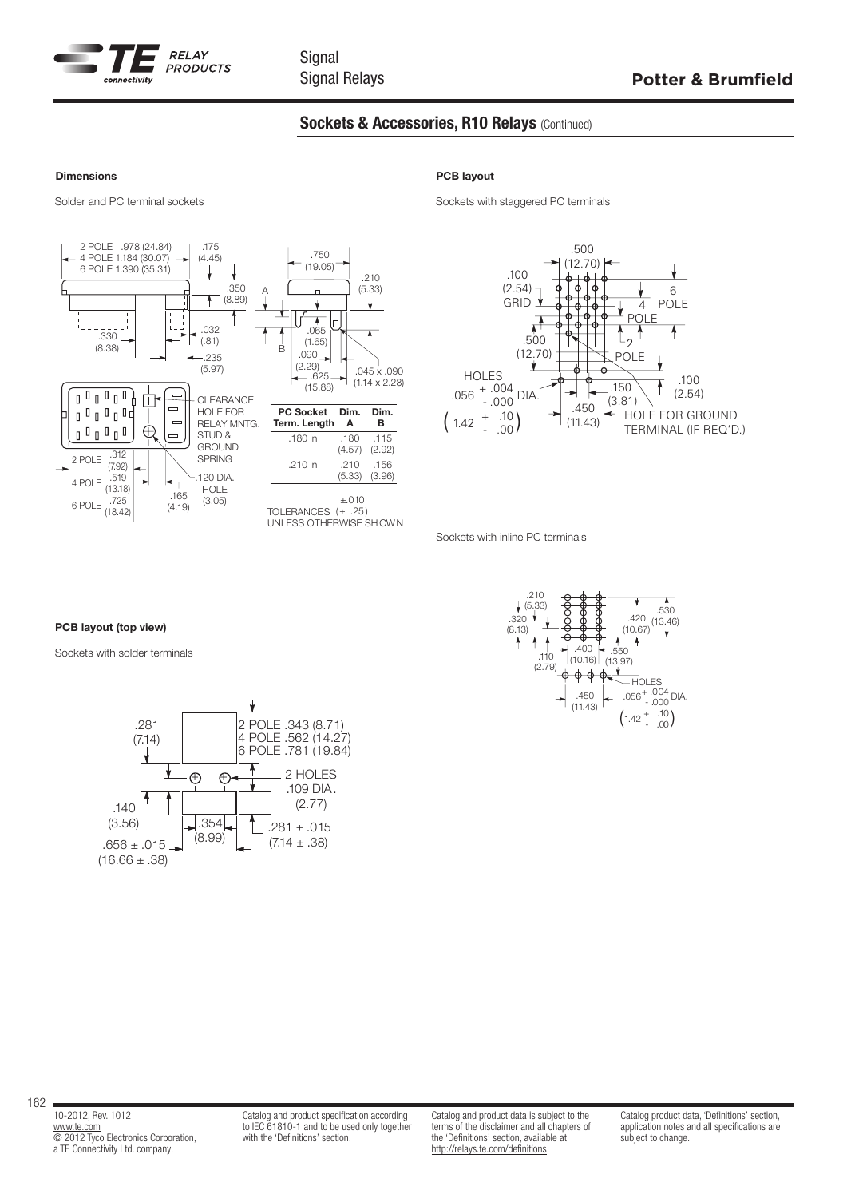## Sockets & Accessories, R10 Relays (Continued)

### Dimensions

Solder and PC terminal sockets

2 POLE .978 (24.84)
4 POLE 1.184 (30.07)
6 POLE 1.390 (35.31)

.175 (4.45)

.750 (19.05)

.210 (5.33)

.350 (8.89)

A

.330 (8.38)

.032 (.81)

.235 (5.97)

.065 (1.65)

B

.090 (2.29)

.625 (15.88)

.045 x .090 (1.14 x 2.28)

CLEARANCE HOLE FOR RELAY MNTG. STUD & GROUND SPRING

2 POLE .312 (7.92)
4 POLE .519 (13.18)
6 POLE .725 (18.42)

.165 (4.19)

.120 DIA. HOLE (3.05)

| PC Socket Term. Length | Dim. A | Dim. B |
|---|---|---|
| .180 in | .180 (4.57) | .115 (2.92) |
| .210 in | .210 (5.33) | .156 (3.96) |

TOLERANCES ±.010 (± .25) UNLESS OTHERWISE SHOWN

### PCB layout (top view)

Sockets with solder terminals

.281 (7.14)

2 POLE .343 (8.71)
4 POLE .562 (14.27)
6 POLE .781 (19.84)

2 HOLES .109 DIA. (2.77)

.140 (3.56)

.354 (8.99)

.281 ± .015 (7.14 ± .38)

.656 ± .015 (16.66 ± .38)

### PCB layout

Sockets with staggered PC terminals

.500 (12.70)

.100 (2.54) GRID

6 POLE

4 POLE

2 POLE

.500 (12.70)

HOLES .056 $^{+.004}_{-.000}$ DIA. (1.42 $^{+.10}_{-.00}$)

.150 (3.81)

.450 (11.43)

.100 (2.54)

HOLE FOR GROUND TERMINAL (IF REQ'D.)

Sockets with inline PC terminals

.210 (5.33)

.320 (8.13)

.420 (10.67)

.530 (13.46)

.110 (2.79)

.400 (10.16)

.550 (13.97)

HOLES .056 $^{+.004}_{-.000}$ DIA. (1.42 $^{+.10}_{-.00}$)

.450 (11.43)

10-2012, Rev. 1012
www.te.com
© 2012 Tyco Electronics Corporation, a TE Connectivity Ltd. company.

Catalog and product specification according to IEC 61810-1 and to be used only together with the 'Definitions' section.

Catalog and product data is subject to the terms of the disclaimer and all chapters of the 'Definitions' section, available at http://relays.te.com/definitions

Catalog product data, 'Definitions' section, application notes and all specifications are subject to change.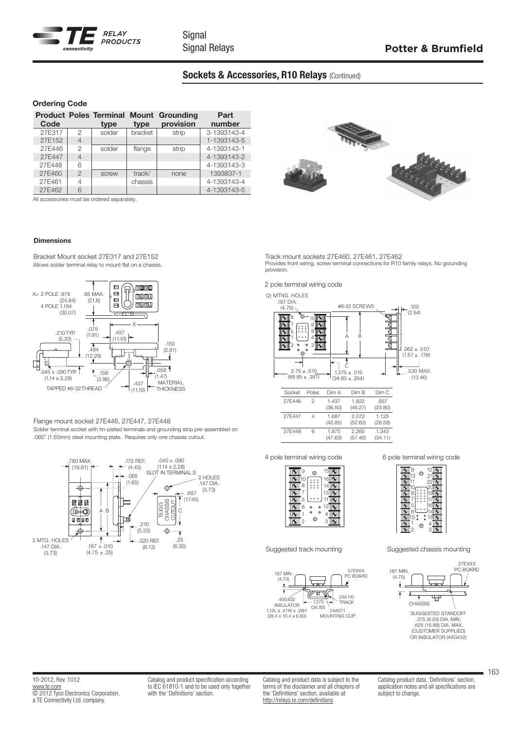## Sockets & Accessories, R10 Relays (Continued)

### Ordering Code

| Product Code | Poles | Terminal type | Mount type | Grounding provision | Part number |
|---|---|---|---|---|---|
| 27E317 | 2 | solder | bracket | strip | 3-1393143-4 |
| 27E152 | 4 | | | | 1-1393143-5 |
| 27E446 | 2 | solder | flange | strip | 4-1393143-1 |
| 27E447 | 4 | | | | 4-1393143-2 |
| 27E448 | 6 | | | | 4-1393143-3 |
| 27E460 | 2 | screw | track/ chassis | none | 1393837-1 |
| 27E461 | 4 | | | | 4-1393143-4 |
| 27E462 | 6 | | | | 4-1393143-5 |

All accessories must be ordered separately.

### Dimensions

Bracket Mount socket 27E317 and 27E152

Allows solder terminal relay to mount flat on a chassis.

Flange mount socket 27E446, 27E447, 27E448

Solder terminal socket with tin-plated terminals and grounding strip pre-assembled on .065" (1.65mm) steel mounting plate. Requires only one chassis cutout.

Track mount sockets 27E460, 27E461, 27E462

Provides front wiring, screw terminal connections for R10 family relays. No grounding provision.

2 pole terminal wiring code

| Socket | Poles | Dim A | Dim B | Dim C |
|---|---|---|---|---|
| 27E446 | 2 | 1.437 (36.50) | 1.822 (46.27) | .937 (23.80) |
| 27E447 | 4 | 1.687 (42.85) | 2.072 (52.63) | 1.125 (28.58) |
| 27E448 | 6 | 1.875 (47.63) | 2.260 (57.40) | 1.343 (34.11) |

4 pole terminal wiring code

6 pole terminal wiring code

Suggested track mounting

Suggested chassis mounting

10-2012, Rev. 1012
www.te.com
© 2012 Tyco Electronics Corporation,
a TE Connectivity Ltd. company.

Catalog and product specification according to IEC 61810-1 and to be used only together with the 'Definitions' section.

Catalog and product data is subject to the terms of the disclaimer and all chapters of the 'Definitions' section, available at http://relays.te.com/definitions

Catalog product data, 'Definitions' section, application notes and all specifications are subject to change.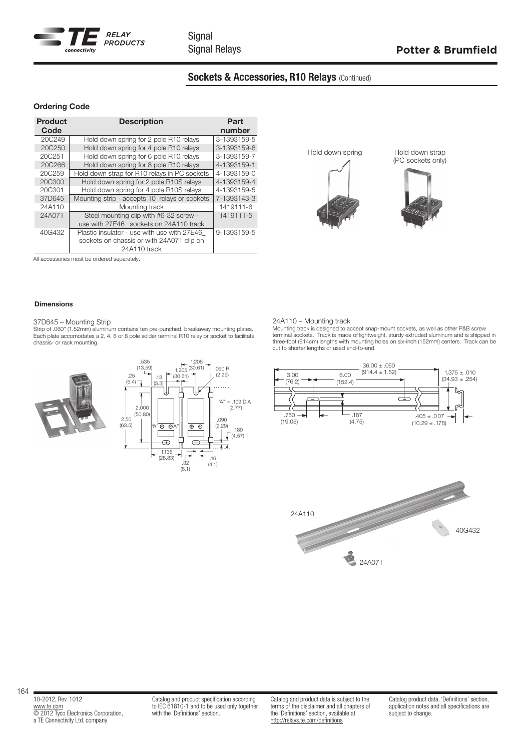## Sockets & Accessories, R10 Relays (Continued)

### Ordering Code

| Product Code | Description | Part number |
|---|---|---|
| 20C249 | Hold down spring for 2 pole R10 relays | 3-1393159-5 |
| 20C250 | Hold down spring for 4 pole R10 relays | 3-1393159-6 |
| 20C251 | Hold down spring for 6 pole R10 relays | 3-1393159-7 |
| 20C266 | Hold down spring for 8 pole R10 relays | 4-1393159-1 |
| 20C259 | Hold down strap for R10 relays in PC sockets | 4-1393159-0 |
| 20C300 | Hold down spring for 2 pole R10S relays | 4-1393159-4 |
| 20C301 | Hold down spring for 4 pole R10S relays | 4-1393159-5 |
| 37D645 | Mounting strip - accepts 10 relays or sockets | 7-1393143-3 |
| 24A110 | Mounting track | 1419111-6 |
| 24A071 | Steel mounting clip with #6-32 screw - use with 27E46_ sockets on 24A110 track | 1419111-5 |
| 40G432 | Plastic insulator - use with use with 27E46_ sockets on chassis or with 24A071 clip on 24A110 track | 9-1393159-5 |

All accessories must be ordered separately.

Hold down spring

Hold down strap (PC sockets only)

### Dimensions

37D645 – Mounting Strip

Strip of .060" (1.52mm) aluminum contains ten pre-punched, breakaway mounting plates. Each plate accomodates a 2, 4, 6 or 8 pole solder terminal R10 relay or socket to facilitate chassis- or rack mounting.

.535 (13.59)
1.205 (30.61)
1.205 (30.61)
.090 R. (2.29)
.25 (6.4)
.13 (3.3)
"A" = .109 DIA. (2.77)
2.000 (50.80)
2.50 (63.5)
"A" "A"
.090 (2.29)
.180 (4.57)
1.135 (28.83)
.32 (8.1)
.16 (4.1)

24A110 – Mounting track

Mounting track is designed to accept snap-mount sockets, as well as other P&B screw terminal sockets. Track is made of lightweight, sturdy extruded aluminum and is shipped in three-foot (914cm) lengths with mounting holes on six-inch (152mm) centers. Track can be cut to shorter lengths or used end-to-end.

36.00 ± .060 (914.4 ± 1.52)
3.00 (76.2)
6.00 (152.4)
1.375 ± .010 (34.93 ± .254)
.750 (19.05)
.187 (4.75)
.405 ± .007 (10.29 ± .178)

24A110

40G432

24A071